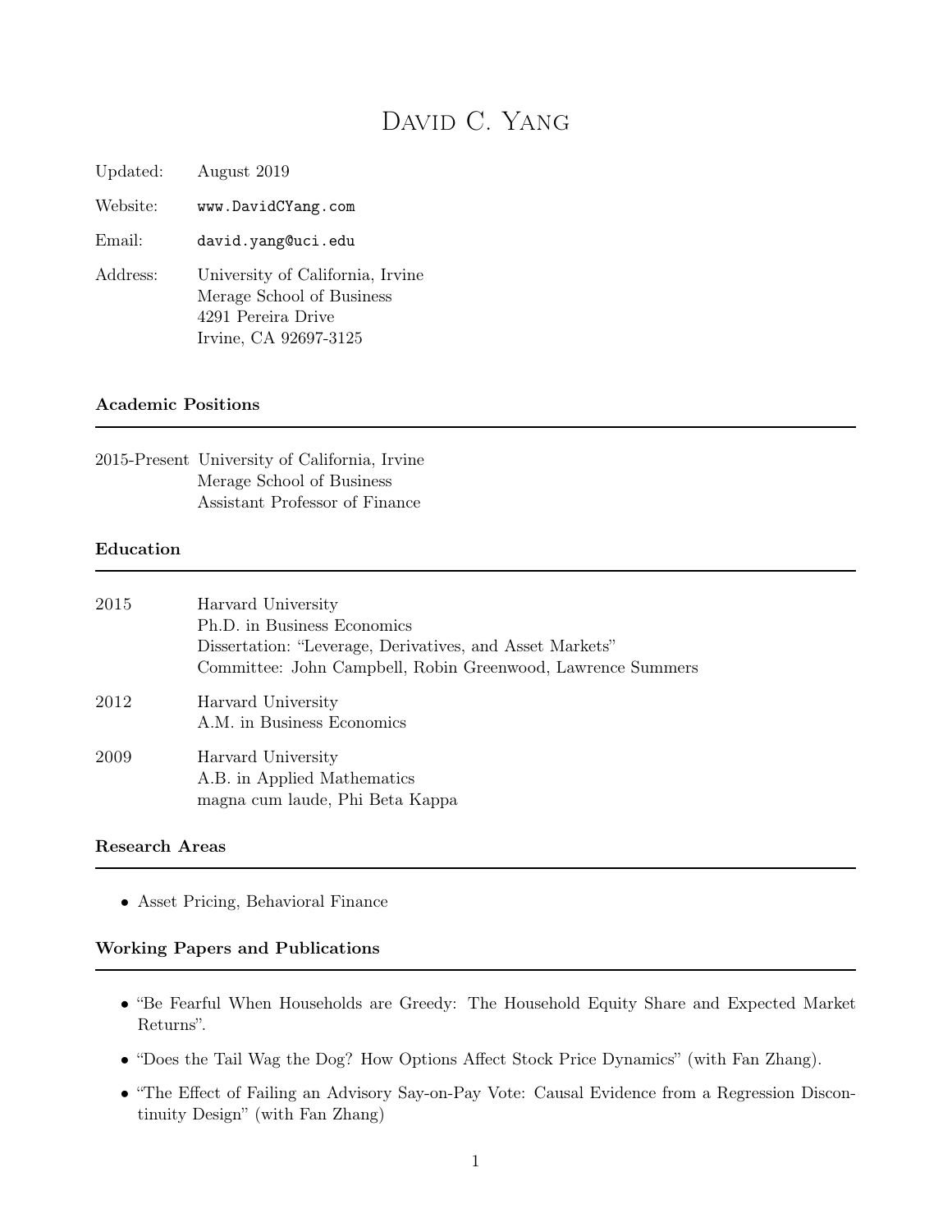# David C. Yang

Updated: August 2019

Website: www.DavidCYang.com

Email: david.yang@uci.edu

Address: University of California, Irvine
Merage School of Business
4291 Pereira Drive
Irvine, CA 92697-3125

## Academic Positions

2015-Present University of California, Irvine
Merage School of Business
Assistant Professor of Finance

## Education

2015 Harvard University
Ph.D. in Business Economics
Dissertation: "Leverage, Derivatives, and Asset Markets"
Committee: John Campbell, Robin Greenwood, Lawrence Summers

2012 Harvard University
A.M. in Business Economics

2009 Harvard University
A.B. in Applied Mathematics
magna cum laude, Phi Beta Kappa

## Research Areas

- Asset Pricing, Behavioral Finance

## Working Papers and Publications

- "Be Fearful When Households are Greedy: The Household Equity Share and Expected Market Returns".
- "Does the Tail Wag the Dog? How Options Affect Stock Price Dynamics" (with Fan Zhang).
- "The Effect of Failing an Advisory Say-on-Pay Vote: Causal Evidence from a Regression Discontinuity Design" (with Fan Zhang)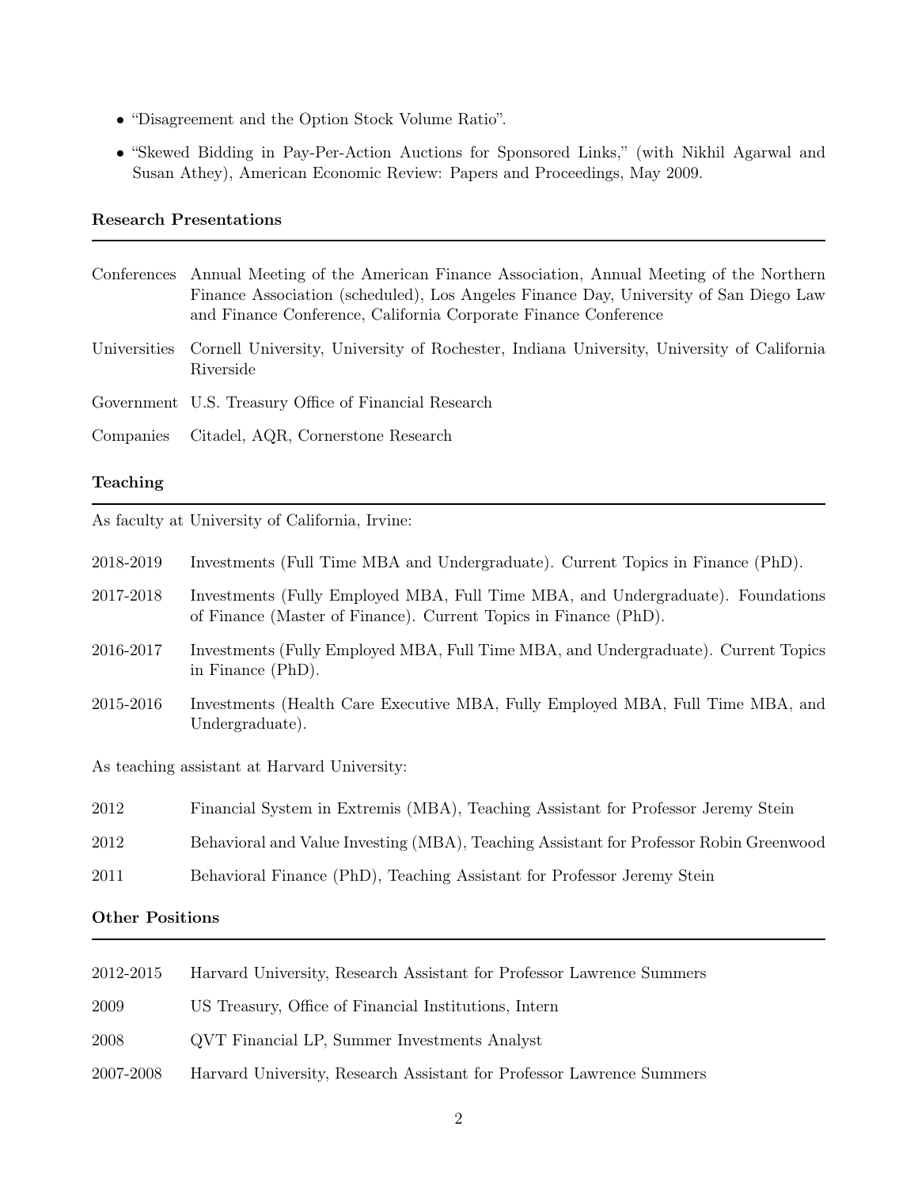- "Disagreement and the Option Stock Volume Ratio".
- "Skewed Bidding in Pay-Per-Action Auctions for Sponsored Links," (with Nikhil Agarwal and Susan Athey), American Economic Review: Papers and Proceedings, May 2009.

## Research Presentations

| | |
|---|---|
| Conferences | Annual Meeting of the American Finance Association, Annual Meeting of the Northern Finance Association (scheduled), Los Angeles Finance Day, University of San Diego Law and Finance Conference, California Corporate Finance Conference |
| Universities | Cornell University, University of Rochester, Indiana University, University of California Riverside |
| Government | U.S. Treasury Office of Financial Research |
| Companies | Citadel, AQR, Cornerstone Research |

## Teaching

As faculty at University of California, Irvine:

| | |
|---|---|
| 2018-2019 | Investments (Full Time MBA and Undergraduate). Current Topics in Finance (PhD). |
| 2017-2018 | Investments (Fully Employed MBA, Full Time MBA, and Undergraduate). Foundations of Finance (Master of Finance). Current Topics in Finance (PhD). |
| 2016-2017 | Investments (Fully Employed MBA, Full Time MBA, and Undergraduate). Current Topics in Finance (PhD). |
| 2015-2016 | Investments (Health Care Executive MBA, Fully Employed MBA, Full Time MBA, and Undergraduate). |

As teaching assistant at Harvard University:

| | |
|---|---|
| 2012 | Financial System in Extremis (MBA), Teaching Assistant for Professor Jeremy Stein |
| 2012 | Behavioral and Value Investing (MBA), Teaching Assistant for Professor Robin Greenwood |
| 2011 | Behavioral Finance (PhD), Teaching Assistant for Professor Jeremy Stein |

## Other Positions

| | |
|---|---|
| 2012-2015 | Harvard University, Research Assistant for Professor Lawrence Summers |
| 2009 | US Treasury, Office of Financial Institutions, Intern |
| 2008 | QVT Financial LP, Summer Investments Analyst |
| 2007-2008 | Harvard University, Research Assistant for Professor Lawrence Summers |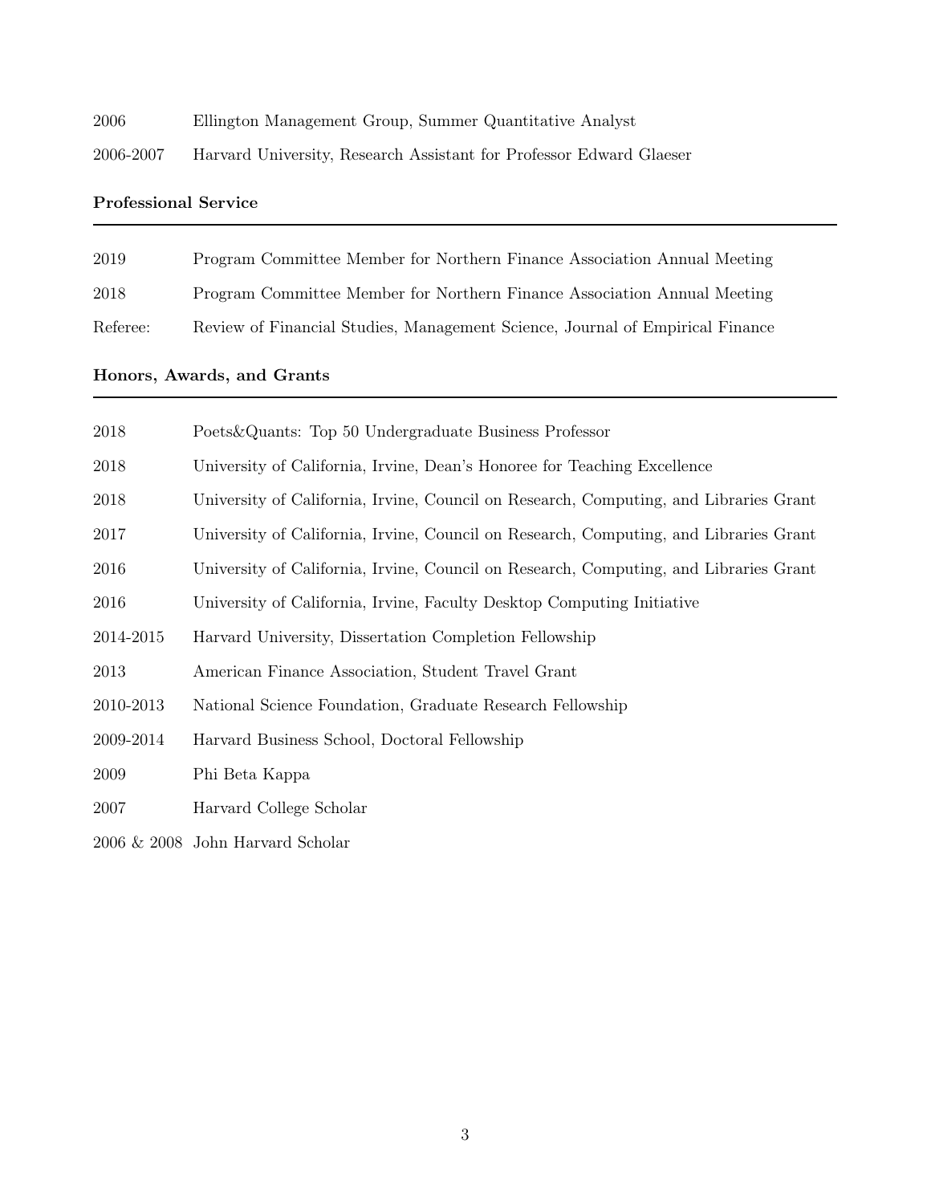2006 Ellington Management Group, Summer Quantitative Analyst

2006-2007 Harvard University, Research Assistant for Professor Edward Glaeser

**Professional Service**

---

2019 Program Committee Member for Northern Finance Association Annual Meeting

2018 Program Committee Member for Northern Finance Association Annual Meeting

Referee: Review of Financial Studies, Management Science, Journal of Empirical Finance

**Honors, Awards, and Grants**

---

2018 Poets&Quants: Top 50 Undergraduate Business Professor

2018 University of California, Irvine, Dean's Honoree for Teaching Excellence

2018 University of California, Irvine, Council on Research, Computing, and Libraries Grant

2017 University of California, Irvine, Council on Research, Computing, and Libraries Grant

2016 University of California, Irvine, Council on Research, Computing, and Libraries Grant

2016 University of California, Irvine, Faculty Desktop Computing Initiative

2014-2015 Harvard University, Dissertation Completion Fellowship

2013 American Finance Association, Student Travel Grant

2010-2013 National Science Foundation, Graduate Research Fellowship

2009-2014 Harvard Business School, Doctoral Fellowship

2009 Phi Beta Kappa

2007 Harvard College Scholar

2006 & 2008 John Harvard Scholar